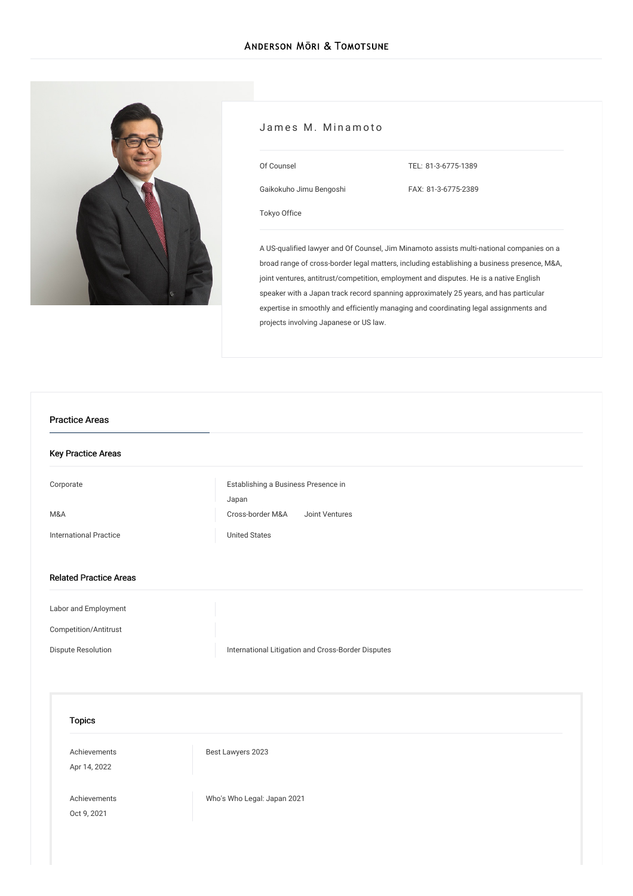# James M. Minamoto

Of Counsel

Gaikokuho Jimu Bengoshi

Tokyo Office

TEL: 81-3-6775-1389

FAX: 81-3-6775-2389

A US-qualified lawyer and Of Counsel, Jim Minamoto assists multi-national companies on a broad range of cross-border legal matters, including establishing a business presence, M&A, joint ventures, antitrust/competition, employment and disputes. He is a native English speaker with a Japan track record spanning approximately 25 years, and has particular expertise in smoothly and efficiently managing and coordinating legal assignments and projects involving Japanese or US law.

## Practice Areas

### Key Practice Areas

| | |
|---|---|
| Corporate | Establishing a Business Presence in Japan |
| M&A | Cross-border M&A Joint Ventures |
| International Practice | United States |

### Related Practice Areas

| | |
|---|---|
| Labor and Employment | |
| Competition/Antitrust | |
| Dispute Resolution | International Litigation and Cross-Border Disputes |

### Topics

| | |
|---|---|
| Achievements<br>Apr 14, 2022 | Best Lawyers 2023 |
| Achievements<br>Oct 9, 2021 | Who's Who Legal: Japan 2021 |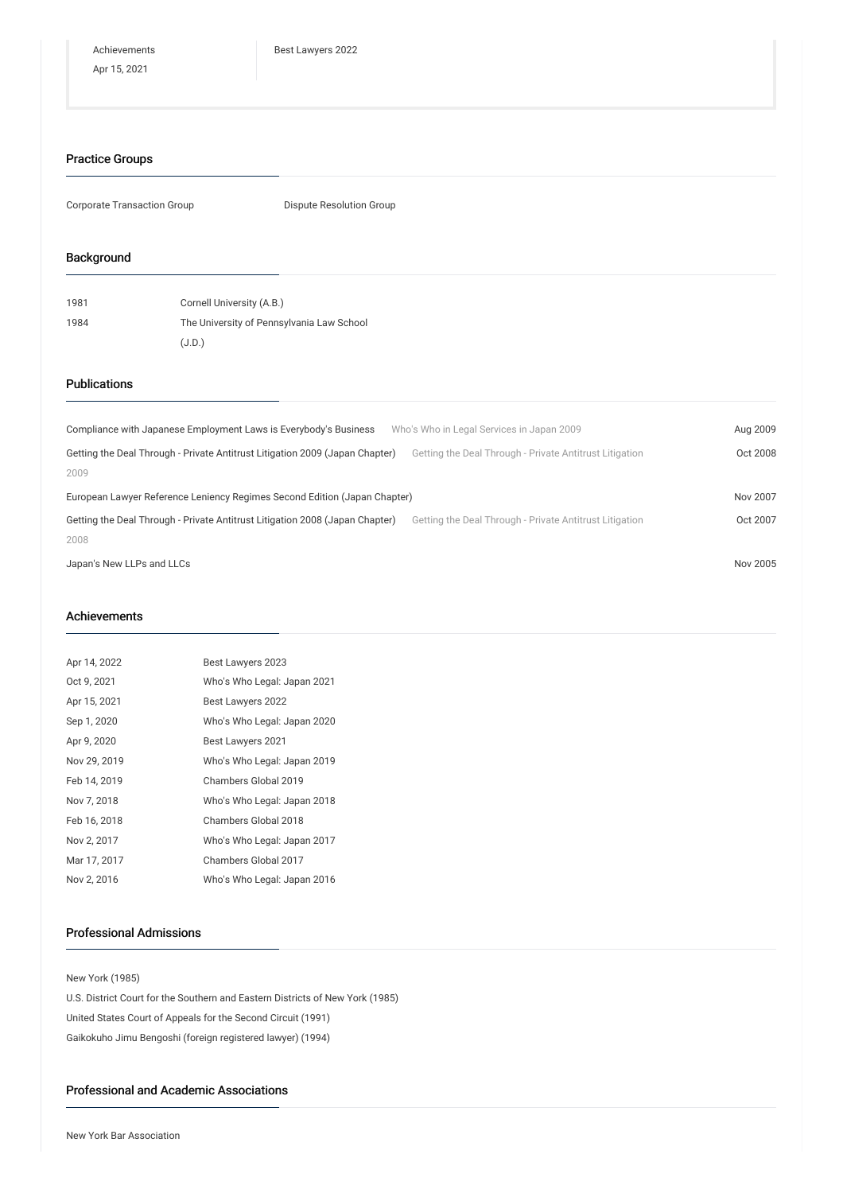| Achievements | |
|---|---|
| Apr 15, 2021 | Best Lawyers 2022 |

## Practice Groups

Corporate Transaction Group

Dispute Resolution Group

## Background

| | |
|---|---|
| 1981 | Cornell University (A.B.) |
| 1984 | The University of Pennsylvania Law School (J.D.) |

## Publications

| | | |
|---|---|---|
| Compliance with Japanese Employment Laws is Everybody's Business | Who's Who in Legal Services in Japan 2009 | Aug 2009 |
| Getting the Deal Through - Private Antitrust Litigation 2009 (Japan Chapter) | Getting the Deal Through - Private Antitrust Litigation 2009 | Oct 2008 |
| European Lawyer Reference Leniency Regimes Second Edition (Japan Chapter) | | Nov 2007 |
| Getting the Deal Through - Private Antitrust Litigation 2008 (Japan Chapter) | Getting the Deal Through - Private Antitrust Litigation 2008 | Oct 2007 |
| Japan's New LLPs and LLCs | | Nov 2005 |

## Achievements

| | |
|---|---|
| Apr 14, 2022 | Best Lawyers 2023 |
| Oct 9, 2021 | Who's Who Legal: Japan 2021 |
| Apr 15, 2021 | Best Lawyers 2022 |
| Sep 1, 2020 | Who's Who Legal: Japan 2020 |
| Apr 9, 2020 | Best Lawyers 2021 |
| Nov 29, 2019 | Who's Who Legal: Japan 2019 |
| Feb 14, 2019 | Chambers Global 2019 |
| Nov 7, 2018 | Who's Who Legal: Japan 2018 |
| Feb 16, 2018 | Chambers Global 2018 |
| Nov 2, 2017 | Who's Who Legal: Japan 2017 |
| Mar 17, 2017 | Chambers Global 2017 |
| Nov 2, 2016 | Who's Who Legal: Japan 2016 |

## Professional Admissions

New York (1985)

U.S. District Court for the Southern and Eastern Districts of New York (1985)

United States Court of Appeals for the Second Circuit (1991)

Gaikokuho Jimu Bengoshi (foreign registered lawyer) (1994)

## Professional and Academic Associations

New York Bar Association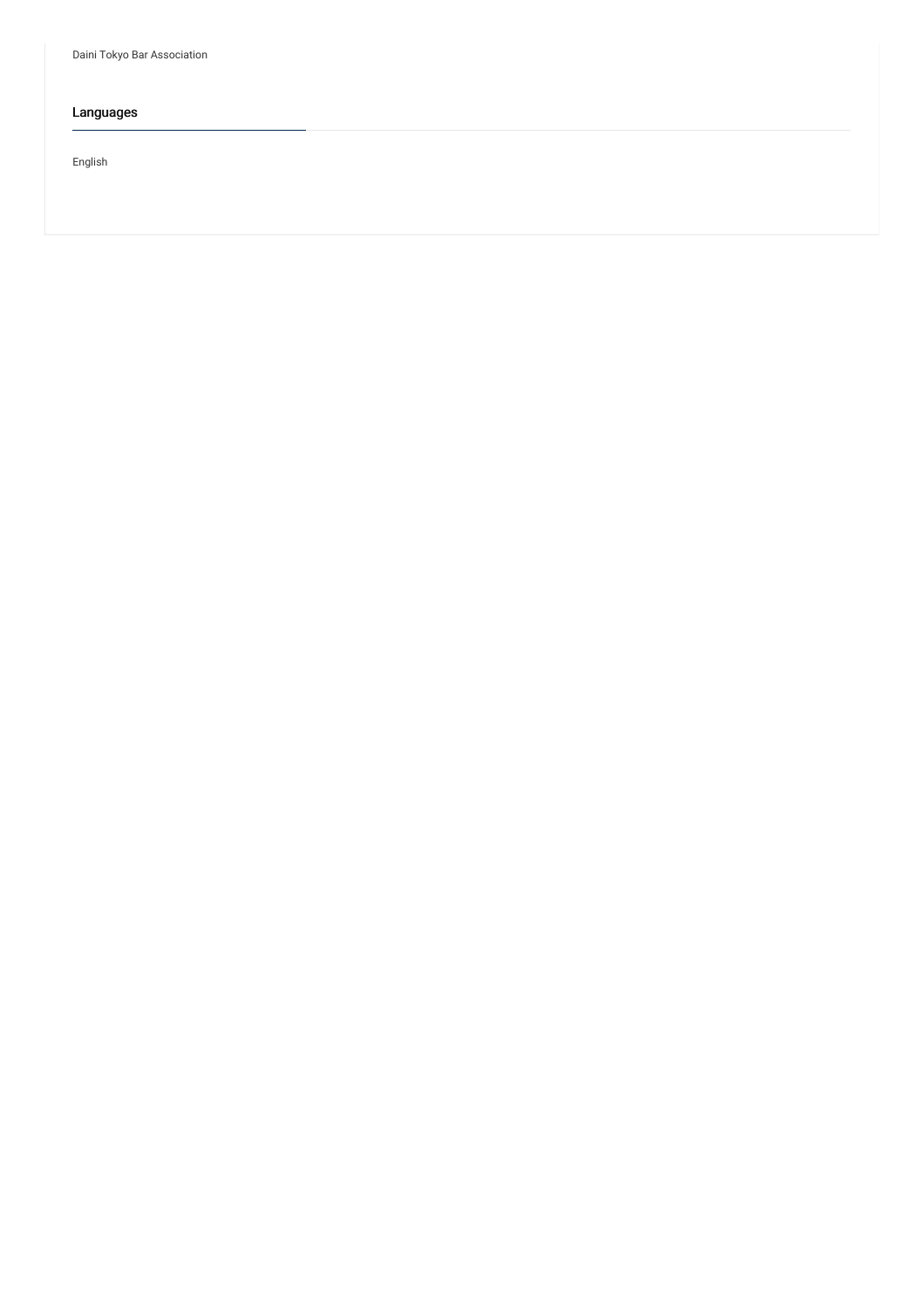Daini Tokyo Bar Association

## Languages

English